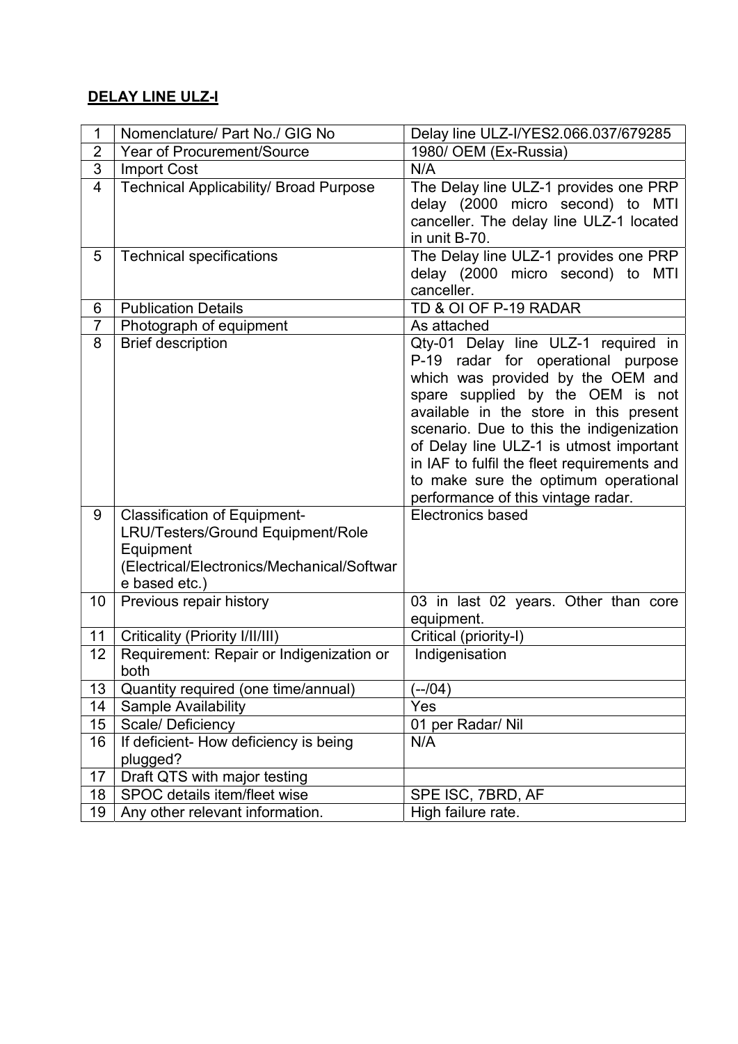**DELAY LINE ULZ-I**

| 1 | Nomenclature/ Part No./ GIG No | Delay line ULZ-I/YES2.066.037/679285 |
|---|---|---|
| 2 | Year of Procurement/Source | 1980/ OEM (Ex-Russia) |
| 3 | Import Cost | N/A |
| 4 | Technical Applicability/ Broad Purpose | The Delay line ULZ-1 provides one PRP delay (2000 micro second) to MTI canceller. The delay line ULZ-1 located in unit B-70. |
| 5 | Technical specifications | The Delay line ULZ-1 provides one PRP delay (2000 micro second) to MTI canceller. |
| 6 | Publication Details | TD & OI OF P-19 RADAR |
| 7 | Photograph of equipment | As attached |
| 8 | Brief description | Qty-01 Delay line ULZ-1 required in P-19 radar for operational purpose which was provided by the OEM and spare supplied by the OEM is not available in the store in this present scenario. Due to this the indigenization of Delay line ULZ-1 is utmost important in IAF to fulfil the fleet requirements and to make sure the optimum operational performance of this vintage radar. |
| 9 | Classification of Equipment- LRU/Testers/Ground Equipment/Role Equipment (Electrical/Electronics/Mechanical/Software based etc.) | Electronics based |
| 10 | Previous repair history | 03 in last 02 years. Other than core equipment. |
| 11 | Criticality (Priority I/II/III) | Critical (priority-I) |
| 12 | Requirement: Repair or Indigenization or both | Indigenisation |
| 13 | Quantity required (one time/annual) | (--/04) |
| 14 | Sample Availability | Yes |
| 15 | Scale/ Deficiency | 01 per Radar/ Nil |
| 16 | If deficient- How deficiency is being plugged? | N/A |
| 17 | Draft QTS with major testing | |
| 18 | SPOC details item/fleet wise | SPE ISC, 7BRD, AF |
| 19 | Any other relevant information. | High failure rate. |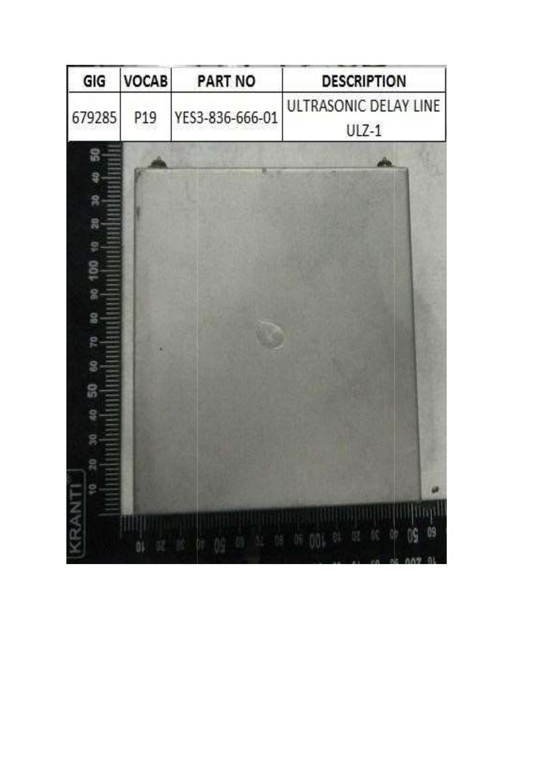| GIG | VOCAB | PART NO | DESCRIPTION |
|---|---|---|---|
| 679285 | P19 | YES3-836-666-01 | ULTRASONIC DELAY LINE ULZ-1 |